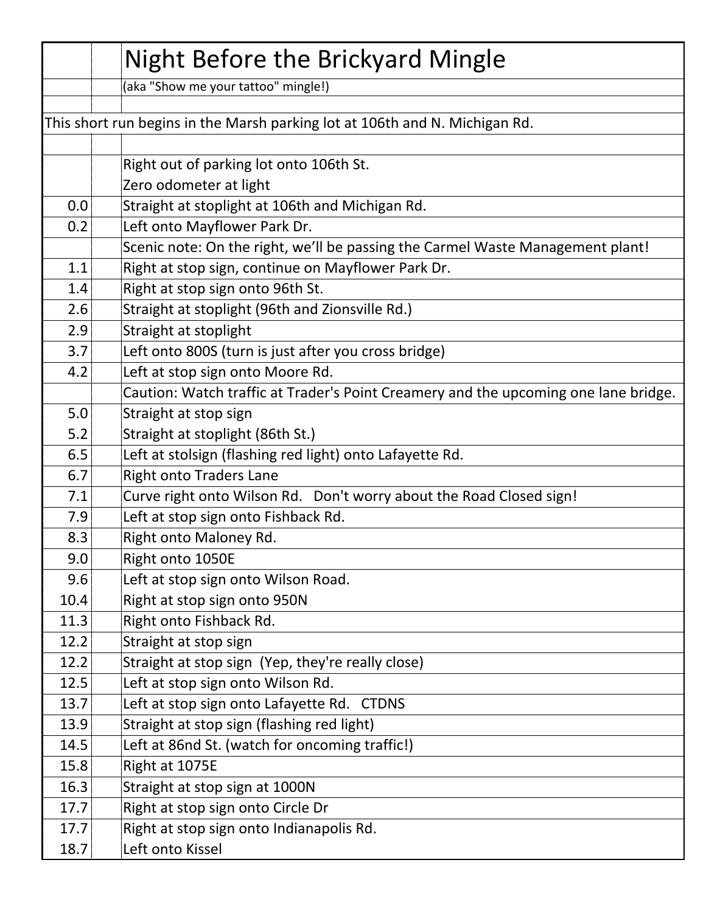# Night Before the Brickyard Mingle

(aka "Show me your tattoo" mingle!)

This short run begins in the Marsh parking lot at 106th and N. Michigan Rd.

| Mileage | | Directions |
|---|---|---|
| | | Right out of parking lot onto 106th St. |
| | | Zero odometer at light |
| 0.0 | | Straight at stoplight at 106th and Michigan Rd. |
| 0.2 | | Left onto Mayflower Park Dr. |
| | | Scenic note: On the right, we'll be passing the Carmel Waste Management plant! |
| 1.1 | | Right at stop sign, continue on Mayflower Park Dr. |
| 1.4 | | Right at stop sign onto 96th St. |
| 2.6 | | Straight at stoplight (96th and Zionsville Rd.) |
| 2.9 | | Straight at stoplight |
| 3.7 | | Left onto 800S (turn is just after you cross bridge) |
| 4.2 | | Left at stop sign onto Moore Rd. |
| | | Caution: Watch traffic at Trader's Point Creamery and the upcoming one lane bridge. |
| 5.0 | | Straight at stop sign |
| 5.2 | | Straight at stoplight (86th St.) |
| 6.5 | | Left at stolsign (flashing red light) onto Lafayette Rd. |
| 6.7 | | Right onto Traders Lane |
| 7.1 | | Curve right onto Wilson Rd. Don't worry about the Road Closed sign! |
| 7.9 | | Left at stop sign onto Fishback Rd. |
| 8.3 | | Right onto Maloney Rd. |
| 9.0 | | Right onto 1050E |
| 9.6 | | Left at stop sign onto Wilson Road. |
| 10.4 | | Right at stop sign onto 950N |
| 11.3 | | Right onto Fishback Rd. |
| 12.2 | | Straight at stop sign |
| 12.2 | | Straight at stop sign (Yep, they're really close) |
| 12.5 | | Left at stop sign onto Wilson Rd. |
| 13.7 | | Left at stop sign onto Lafayette Rd. CTDNS |
| 13.9 | | Straight at stop sign (flashing red light) |
| 14.5 | | Left at 86nd St. (watch for oncoming traffic!) |
| 15.8 | | Right at 1075E |
| 16.3 | | Straight at stop sign at 1000N |
| 17.7 | | Right at stop sign onto Circle Dr |
| 17.7 | | Right at stop sign onto Indianapolis Rd. |
| 18.7 | | Left onto Kissel |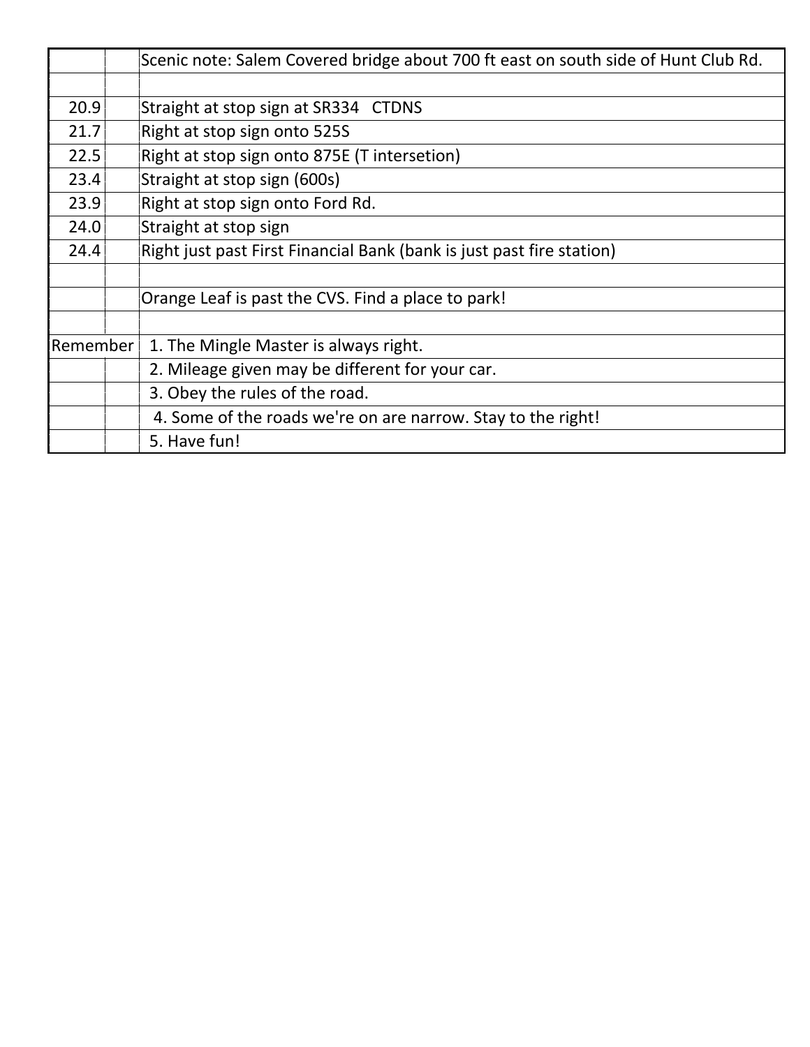| | | |
|---|---|---|
| | | Scenic note: Salem Covered bridge about 700 ft east on south side of Hunt Club Rd. |
| | | |
| 20.9 | | Straight at stop sign at SR334   CTDNS |
| 21.7 | | Right at stop sign onto 525S |
| 22.5 | | Right at stop sign onto 875E (T intersetion) |
| 23.4 | | Straight at stop sign (600s) |
| 23.9 | | Right at stop sign onto Ford Rd. |
| 24.0 | | Straight at stop sign |
| 24.4 | | Right just past First Financial Bank (bank is just past fire station) |
| | | |
| | | Orange Leaf is past the CVS. Find a place to park! |
| | | |
| Remember | | 1. The Mingle Master is always right. |
| | | 2. Mileage given may be different for your car. |
| | | 3. Obey the rules of the road. |
| | | 4. Some of the roads we're on are narrow. Stay to the right! |
| | | 5. Have fun! |